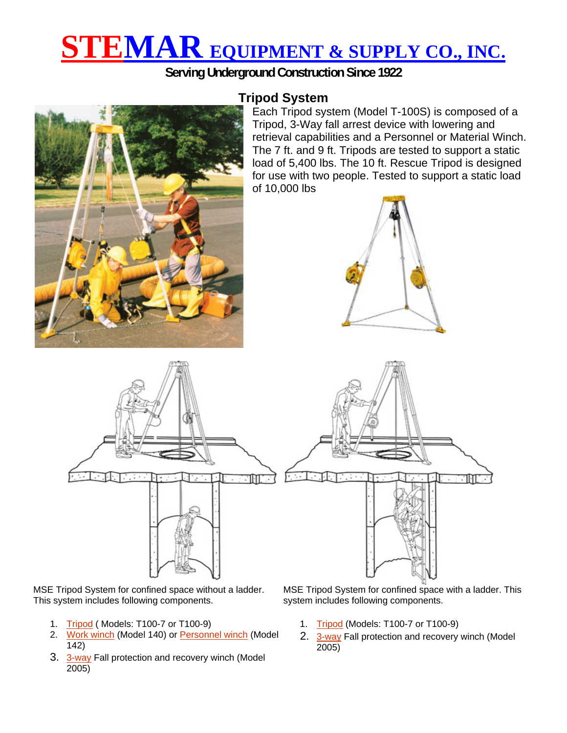# STEMAR EQUIPMENT & SUPPLY CO., INC.

**Serving Underground Construction Since 1922**

## Tripod System

Each Tripod system (Model T-100S) is composed of a Tripod, 3-Way fall arrest device with lowering and retrieval capabilities and a Personnel or Material Winch. The 7 ft. and 9 ft. Tripods are tested to support a static load of 5,400 lbs. The 10 ft. Rescue Tripod is designed for use with two people. Tested to support a static load of 10,000 lbs

MSE Tripod System for confined space without a ladder. This system includes following components.

1. Tripod ( Models: T100-7 or T100-9)
2. Work winch (Model 140) or Personnel winch (Model 142)
3. 3-way Fall protection and recovery winch (Model 2005)

MSE Tripod System for confined space with a ladder. This system includes following components.

1. Tripod (Models: T100-7 or T100-9)
2. 3-way Fall protection and recovery winch (Model 2005)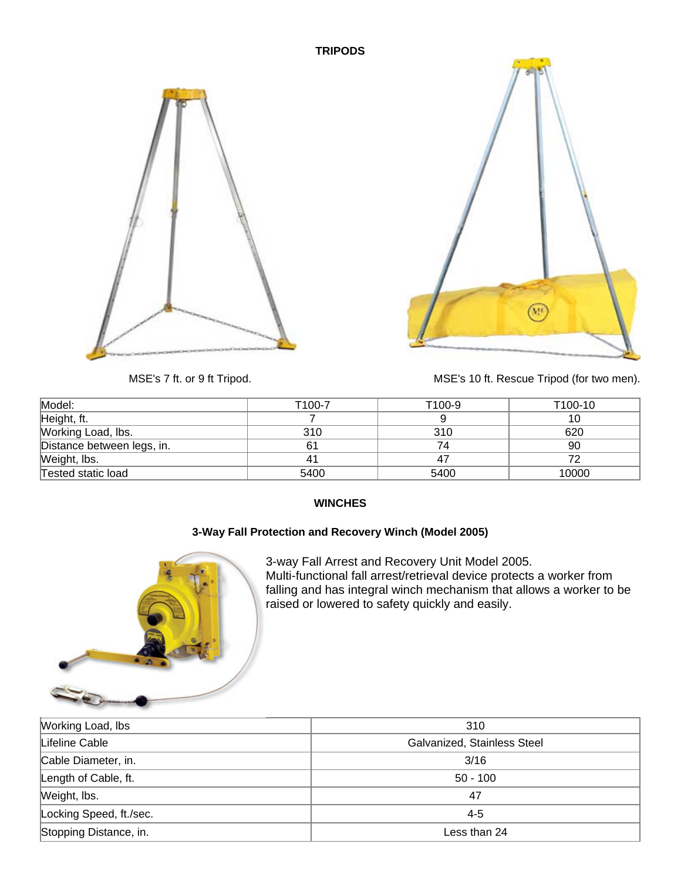## TRIPODS

MSE's 7 ft. or 9 ft Tripod.

MSE's 10 ft. Rescue Tripod (for two men).

| Model: | T100-7 | T100-9 | T100-10 |
|---|---|---|---|
| Height, ft. | 7 | 9 | 10 |
| Working Load, lbs. | 310 | 310 | 620 |
| Distance between legs, in. | 61 | 74 | 90 |
| Weight, lbs. | 41 | 47 | 72 |
| Tested static load | 5400 | 5400 | 10000 |

## WINCHES

### 3-Way Fall Protection and Recovery Winch (Model 2005)

3-way Fall Arrest and Recovery Unit Model 2005.
Multi-functional fall arrest/retrieval device protects a worker from falling and has integral winch mechanism that allows a worker to be raised or lowered to safety quickly and easily.

| Working Load, lbs | 310 |
|---|---|
| Lifeline Cable | Galvanized, Stainless Steel |
| Cable Diameter, in. | 3/16 |
| Length of Cable, ft. | 50 - 100 |
| Weight, lbs. | 47 |
| Locking Speed, ft./sec. | 4-5 |
| Stopping Distance, in. | Less than 24 |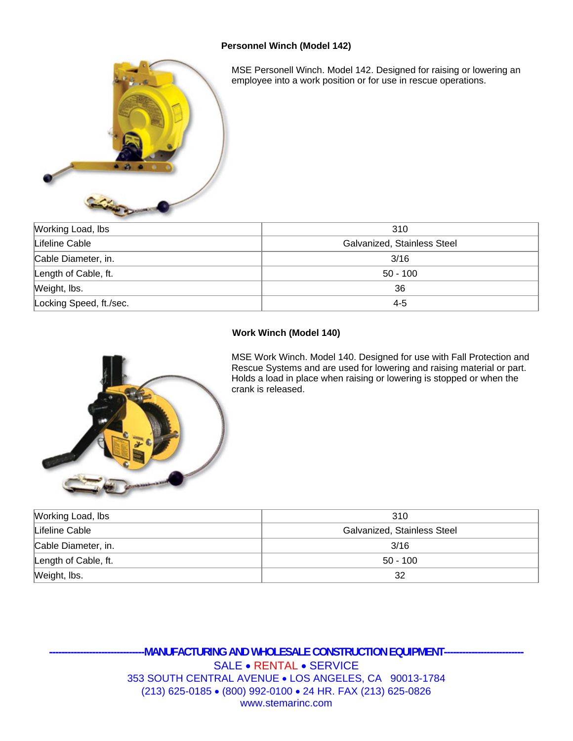## Personnel Winch (Model 142)

MSE Personell Winch. Model 142. Designed for raising or lowering an employee into a work position or for use in rescue operations.

| | |
|---|---|
| Working Load, lbs | 310 |
| Lifeline Cable | Galvanized, Stainless Steel |
| Cable Diameter, in. | 3/16 |
| Length of Cable, ft. | 50 - 100 |
| Weight, lbs. | 36 |
| Locking Speed, ft./sec. | 4-5 |

## Work Winch (Model 140)

MSE Work Winch. Model 140. Designed for use with Fall Protection and Rescue Systems and are used for lowering and raising material or part. Holds a load in place when raising or lowering is stopped or when the crank is released.

| | |
|---|---|
| Working Load, lbs | 310 |
| Lifeline Cable | Galvanized, Stainless Steel |
| Cable Diameter, in. | 3/16 |
| Length of Cable, ft. | 50 - 100 |
| Weight, lbs. | 32 |

-----------------------------**MANUFACTURING AND WHOLESALE CONSTRUCTION EQUIPMENT**-------------------------

SALE • RENTAL • SERVICE

353 SOUTH CENTRAL AVENUE • LOS ANGELES, CA 90013-1784

(213) 625-0185 • (800) 992-0100 • 24 HR. FAX (213) 625-0826

www.stemarinc.com